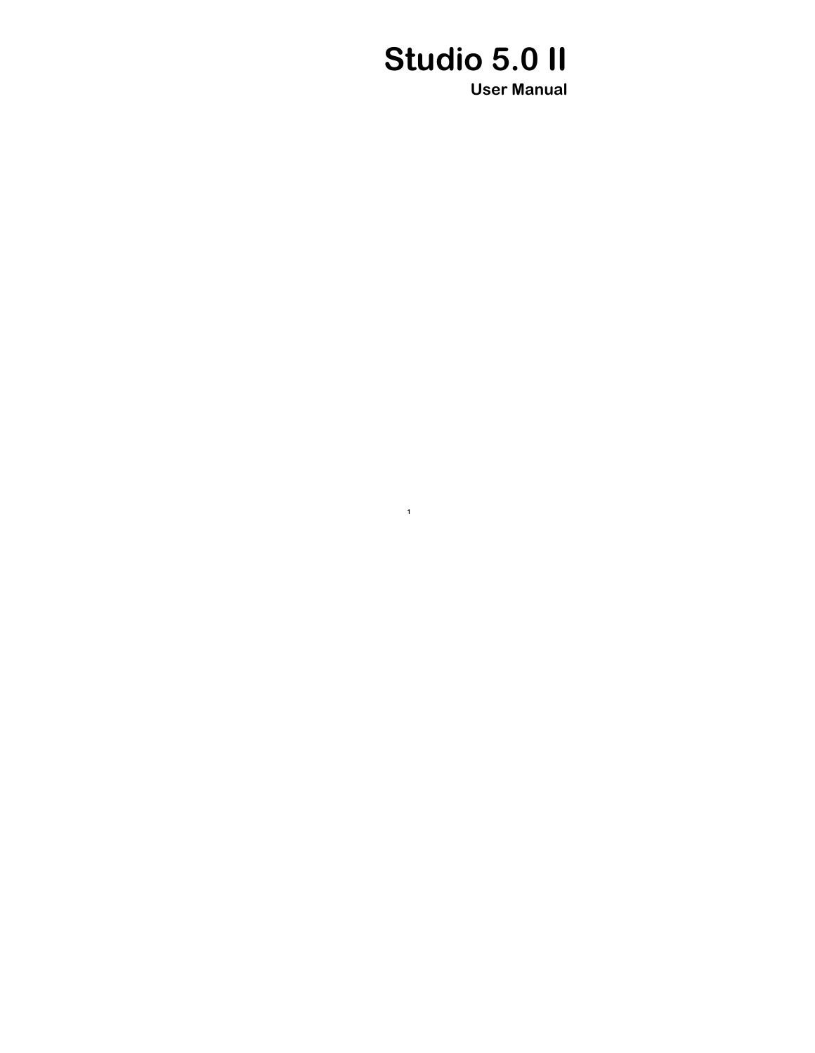# Studio 5.0 II

## User Manual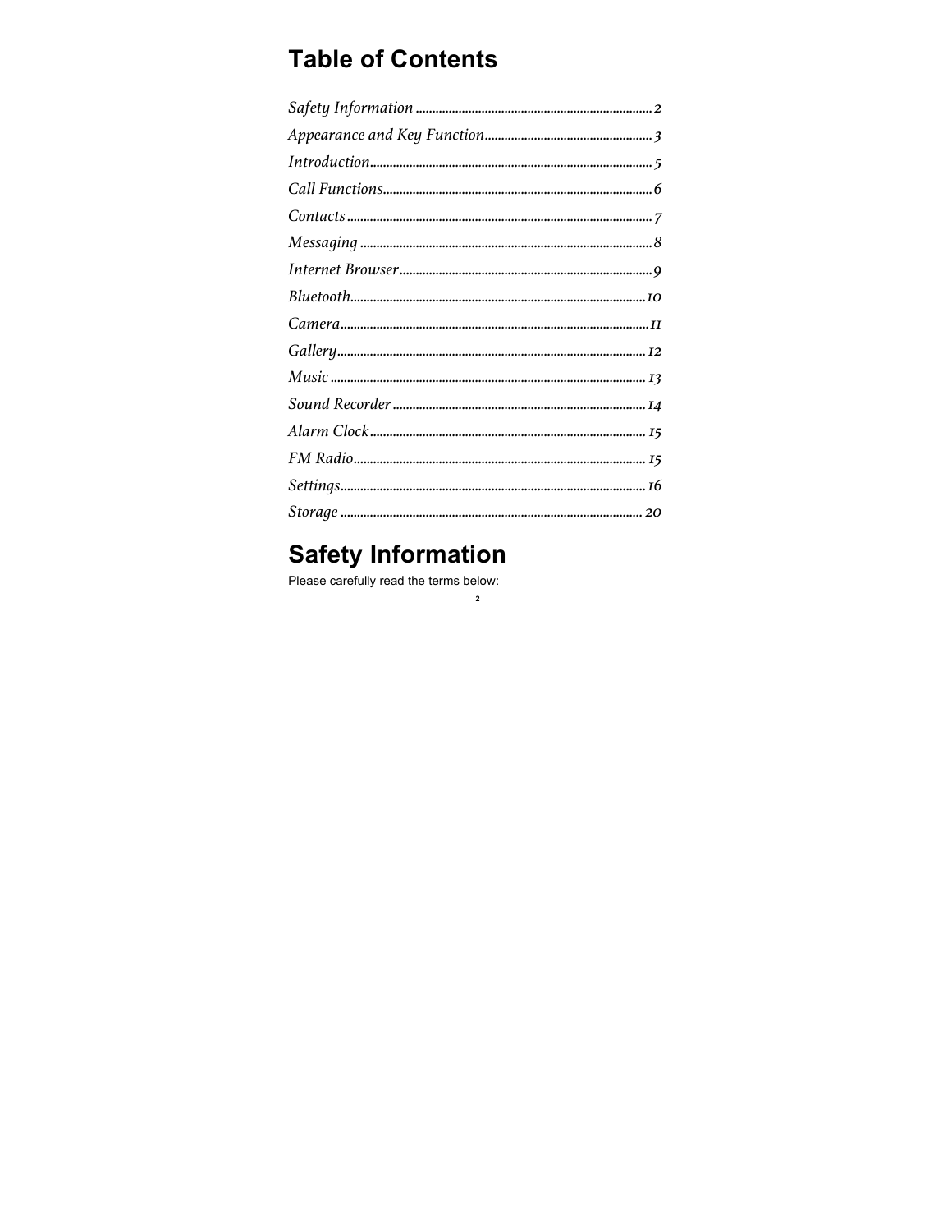# Table of Contents

| Section | Page |
| --- | --- |
| Safety Information | 2 |
| Appearance and Key Function | 3 |
| Introduction | 5 |
| Call Functions | 6 |
| Contacts | 7 |
| Messaging | 8 |
| Internet Browser | 9 |
| Bluetooth | 10 |
| Camera | 11 |
| Gallery | 12 |
| Music | 13 |
| Sound Recorder | 14 |
| Alarm Clock | 15 |
| FM Radio | 15 |
| Settings | 16 |
| Storage | 20 |

# Safety Information

Please carefully read the terms below: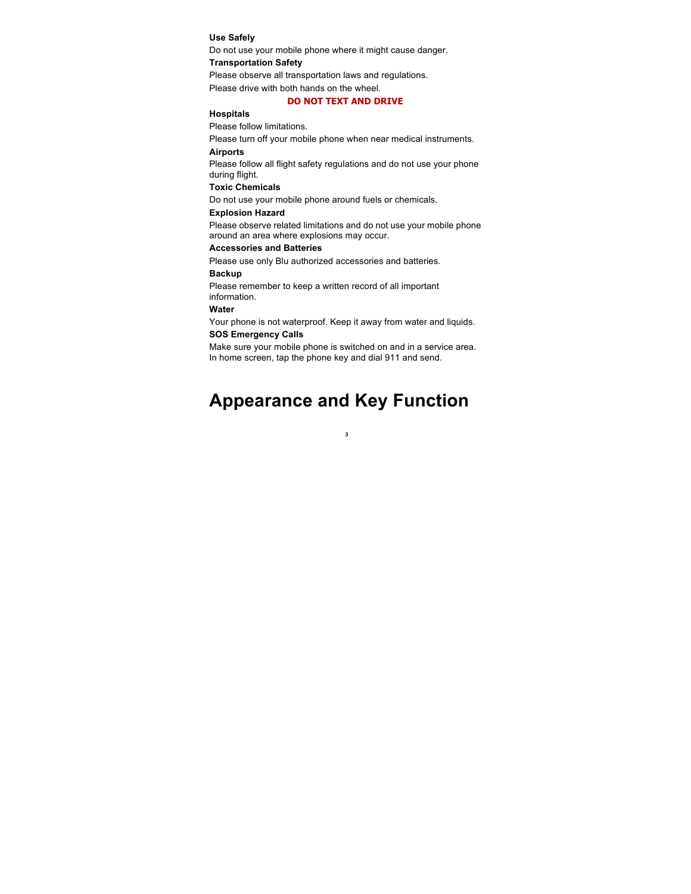**Use Safely**

Do not use your mobile phone where it might cause danger.

**Transportation Safety**

Please observe all transportation laws and regulations.

Please drive with both hands on the wheel.

**DO NOT TEXT AND DRIVE**

**Hospitals**

Please follow limitations.

Please turn off your mobile phone when near medical instruments.

**Airports**

Please follow all flight safety regulations and do not use your phone during flight.

**Toxic Chemicals**

Do not use your mobile phone around fuels or chemicals.

**Explosion Hazard**

Please observe related limitations and do not use your mobile phone around an area where explosions may occur.

**Accessories and Batteries**

Please use only Blu authorized accessories and batteries.

**Backup**

Please remember to keep a written record of all important information.

**Water**

Your phone is not waterproof. Keep it away from water and liquids.

**SOS Emergency Calls**

Make sure your mobile phone is switched on and in a service area. In home screen, tap the phone key and dial 911 and send.

# Appearance and Key Function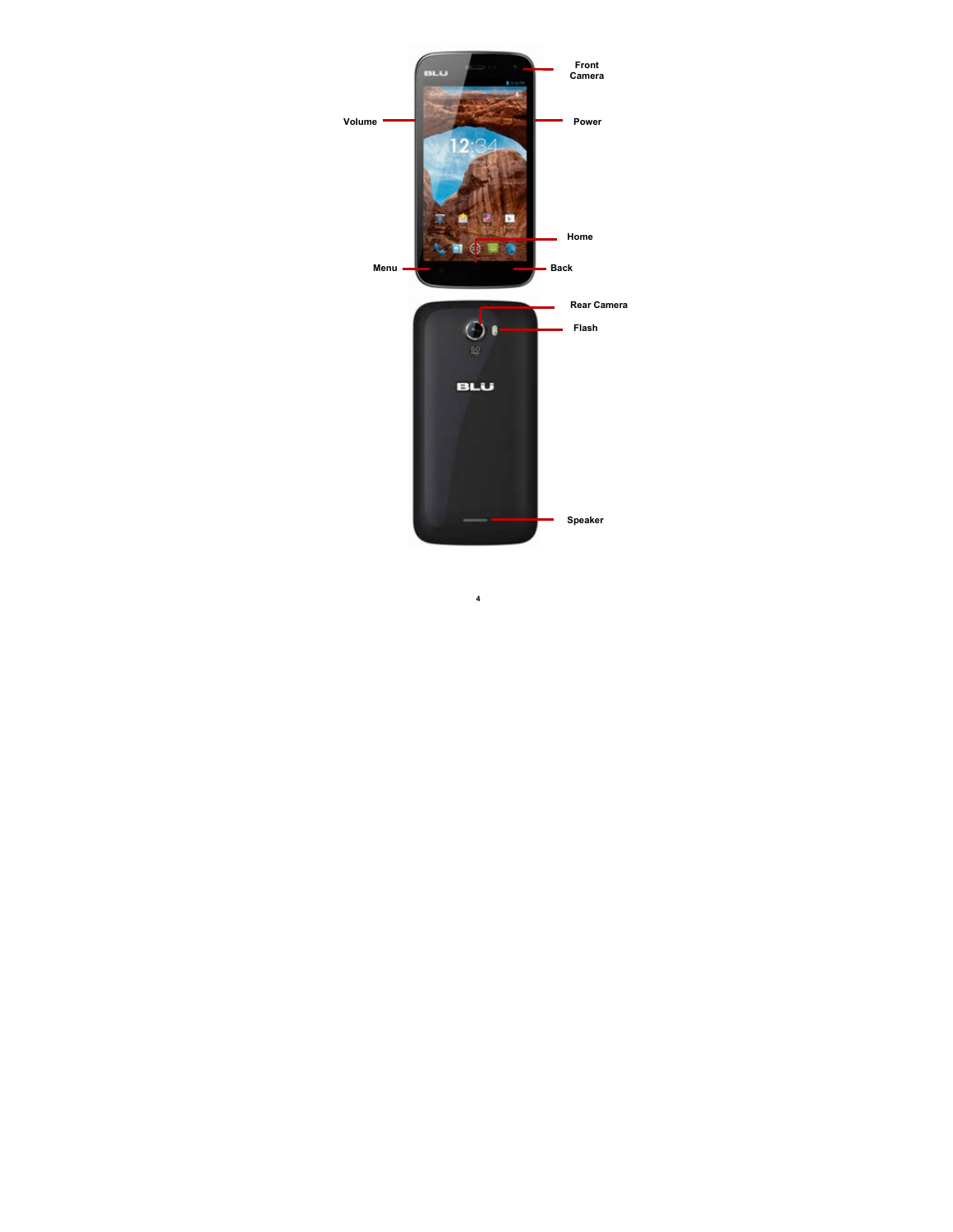Front Camera

Volume

Power

Home

Menu

Back

Rear Camera

Flash

Speaker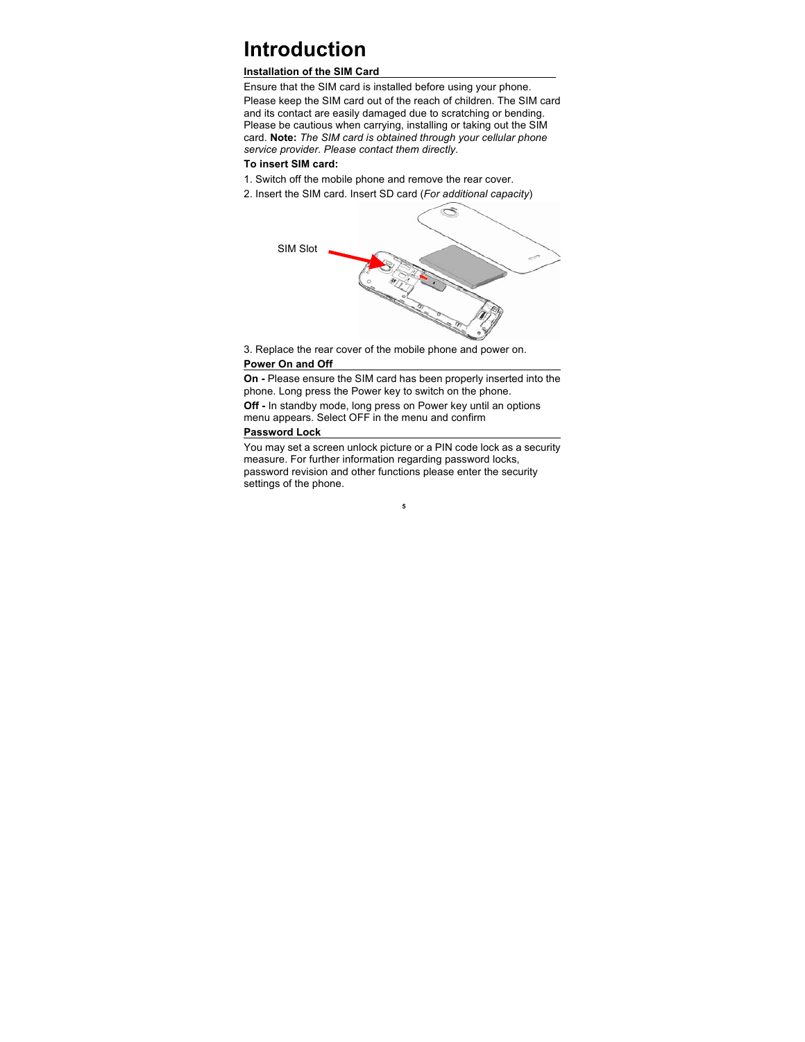# Introduction

## Installation of the SIM Card

Ensure that the SIM card is installed before using your phone.

Please keep the SIM card out of the reach of children. The SIM card and its contact are easily damaged due to scratching or bending. Please be cautious when carrying, installing or taking out the SIM card. **Note:** *The SIM card is obtained through your cellular phone service provider. Please contact them directly.*

**To insert SIM card:**

1. Switch off the mobile phone and remove the rear cover.
2. Insert the SIM card. Insert SD card (*For additional capacity*)

SIM Slot

3. Replace the rear cover of the mobile phone and power on.

## Power On and Off

**On -** Please ensure the SIM card has been properly inserted into the phone. Long press the Power key to switch on the phone.

**Off -** In standby mode, long press on Power key until an options menu appears. Select OFF in the menu and confirm

## Password Lock

You may set a screen unlock picture or a PIN code lock as a security measure. For further information regarding password locks, password revision and other functions please enter the security settings of the phone.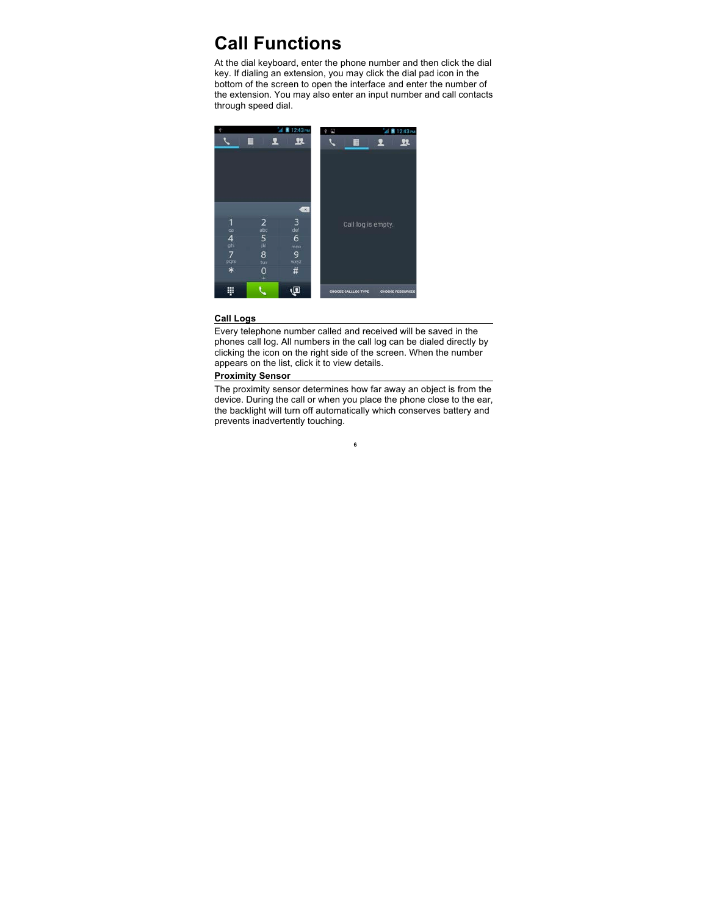# Call Functions

At the dial keyboard, enter the phone number and then click the dial key. If dialing an extension, you may click the dial pad icon in the bottom of the screen to open the interface and enter the number of the extension. You may also enter an input number and call contacts through speed dial.

## Call Logs

Every telephone number called and received will be saved in the phones call log. All numbers in the call log can be dialed directly by clicking the icon on the right side of the screen. When the number appears on the list, click it to view details.

## Proximity Sensor

The proximity sensor determines how far away an object is from the device. During the call or when you place the phone close to the ear, the backlight will turn off automatically which conserves battery and prevents inadvertently touching.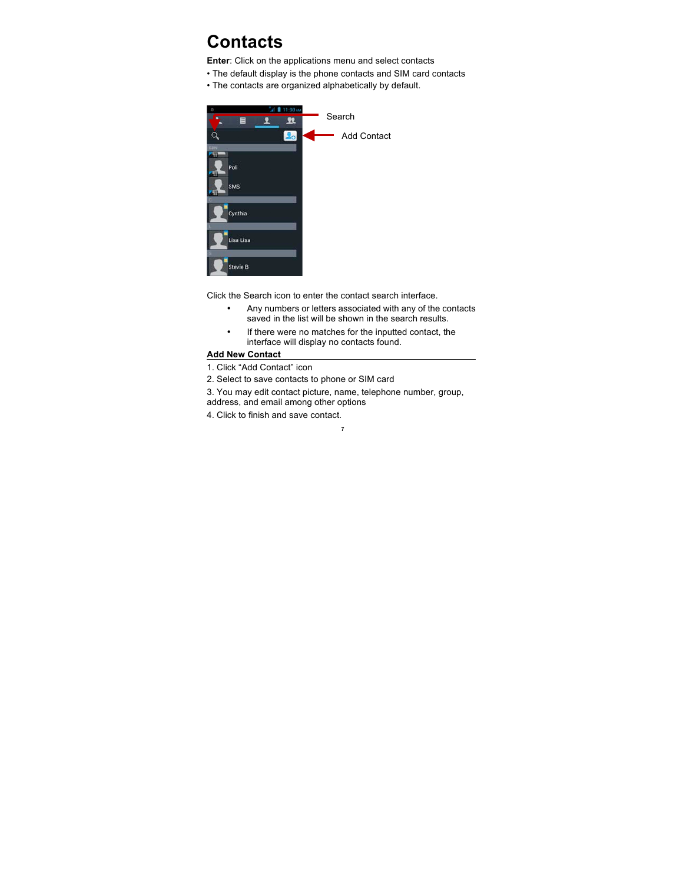# Contacts

**Enter**: Click on the applications menu and select contacts

- The default display is the phone contacts and SIM card contacts
- The contacts are organized alphabetically by default.

Click the Search icon to enter the contact search interface.

- Any numbers or letters associated with any of the contacts saved in the list will be shown in the search results.
- If there were no matches for the inputted contact, the interface will display no contacts found.

## Add New Contact

1. Click "Add Contact" icon
2. Select to save contacts to phone or SIM card
3. You may edit contact picture, name, telephone number, group, address, and email among other options
4. Click to finish and save contact.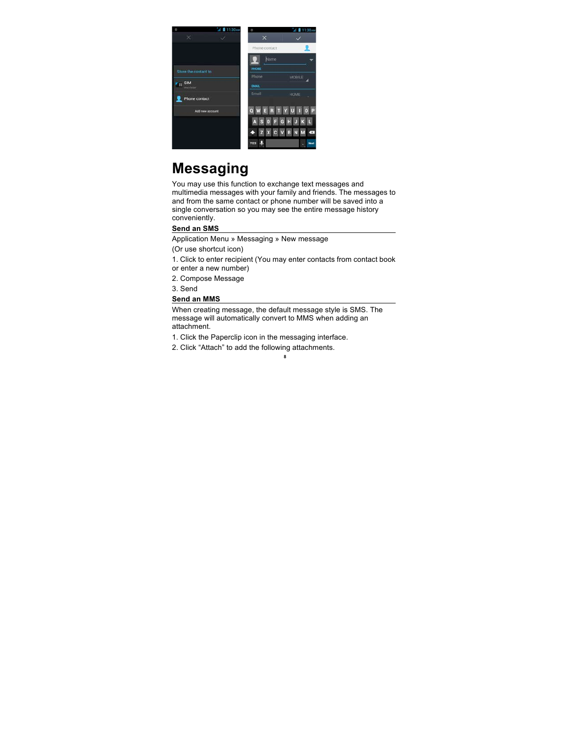# Messaging

You may use this function to exchange text messages and multimedia messages with your family and friends. The messages to and from the same contact or phone number will be saved into a single conversation so you may see the entire message history conveniently.

## Send an SMS

Application Menu » Messaging » New message

(Or use shortcut icon)

1. Click to enter recipient (You may enter contacts from contact book or enter a new number)

2. Compose Message

3. Send

## Send an MMS

When creating message, the default message style is SMS. The message will automatically convert to MMS when adding an attachment.

1. Click the Paperclip icon in the messaging interface.

2. Click “Attach” to add the following attachments.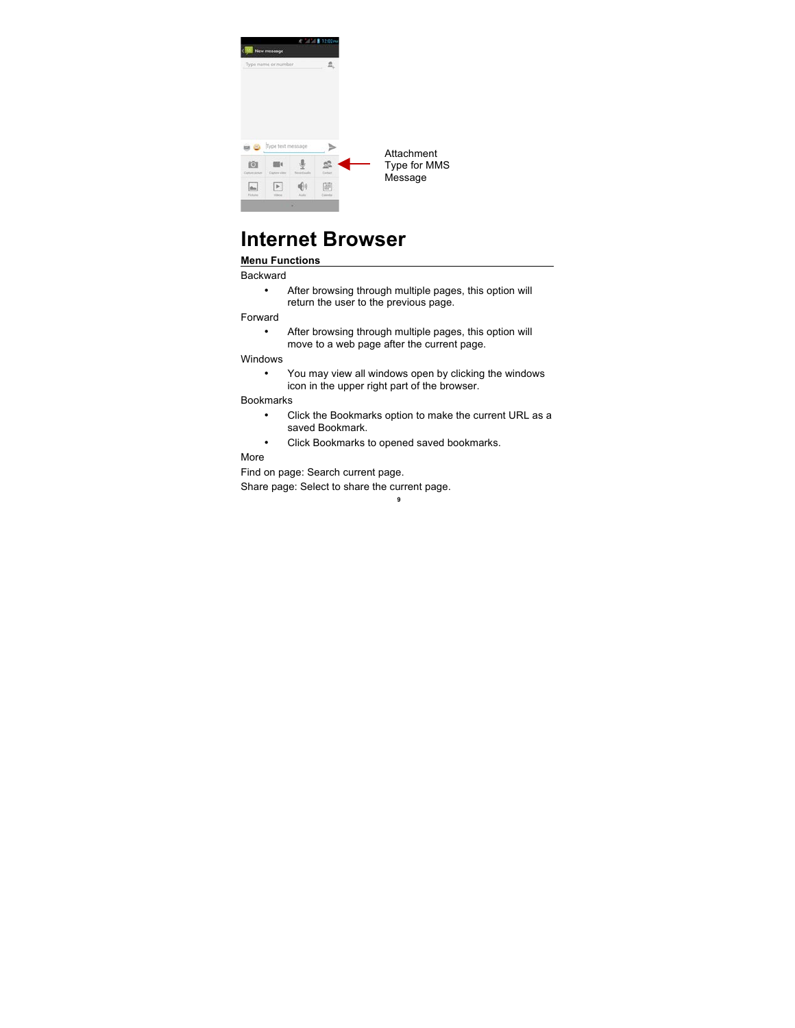Attachment Type for MMS Message

# Internet Browser

## Menu Functions

Backward

- After browsing through multiple pages, this option will return the user to the previous page.

Forward

- After browsing through multiple pages, this option will move to a web page after the current page.

Windows

- You may view all windows open by clicking the windows icon in the upper right part of the browser.

Bookmarks

- Click the Bookmarks option to make the current URL as a saved Bookmark.
- Click Bookmarks to opened saved bookmarks.

More

Find on page: Search current page.

Share page: Select to share the current page.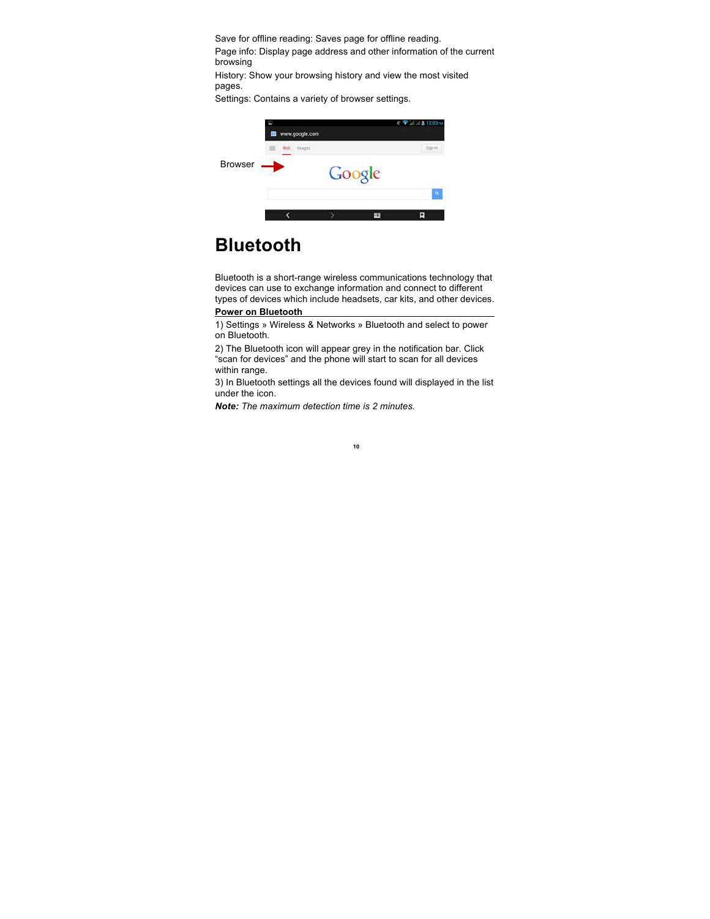Save for offline reading: Saves page for offline reading.

Page info: Display page address and other information of the current browsing

History: Show your browsing history and view the most visited pages.

Settings: Contains a variety of browser settings.

Browser

# Bluetooth

Bluetooth is a short-range wireless communications technology that devices can use to exchange information and connect to different types of devices which include headsets, car kits, and other devices.

**Power on Bluetooth**

1) Settings » Wireless & Networks » Bluetooth and select to power on Bluetooth.

2) The Bluetooth icon will appear grey in the notification bar. Click "scan for devices" and the phone will start to scan for all devices within range.

3) In Bluetooth settings all the devices found will displayed in the list under the icon.

***Note:*** *The maximum detection time is 2 minutes.*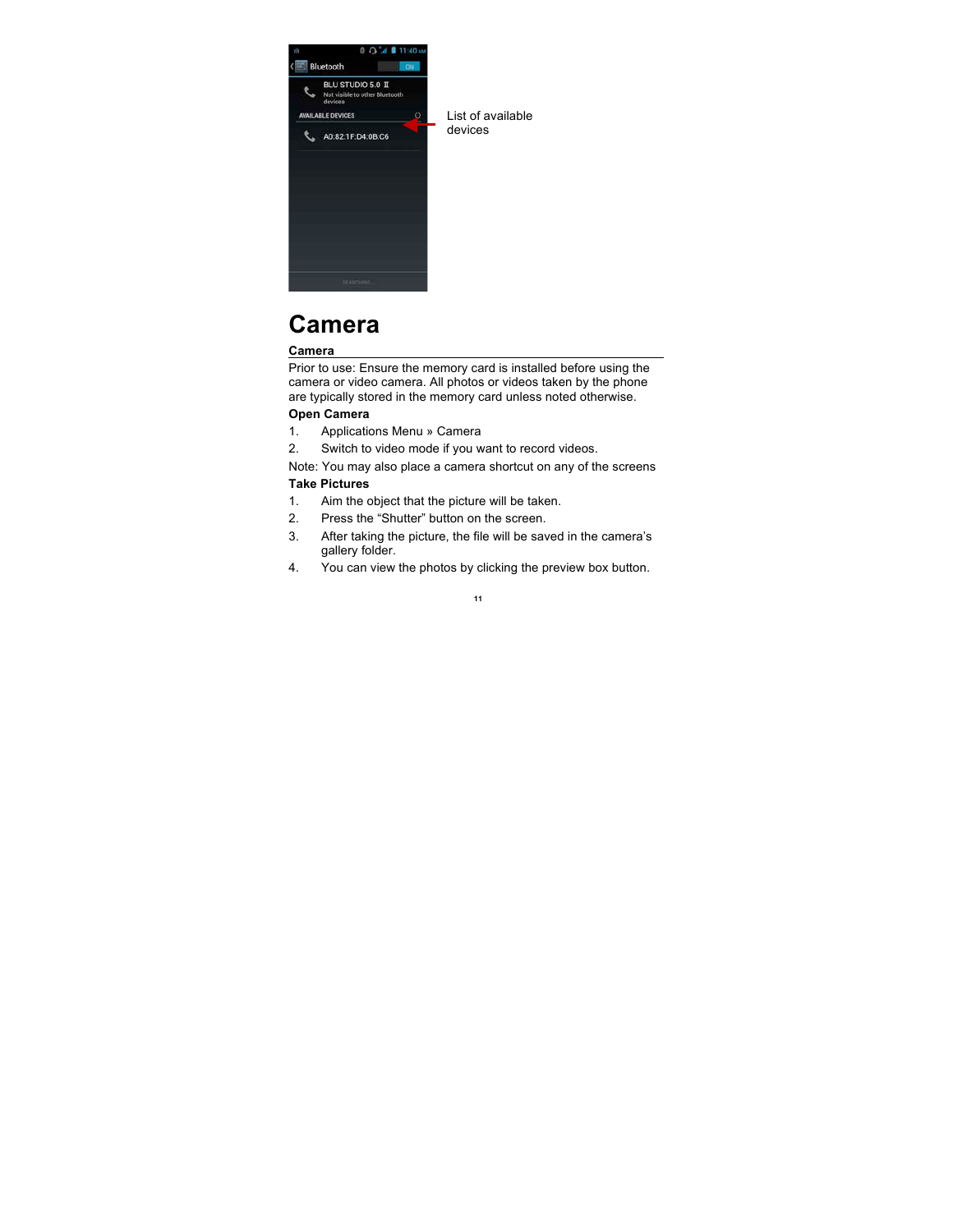List of available devices

# Camera

## Camera

Prior to use: Ensure the memory card is installed before using the camera or video camera. All photos or videos taken by the phone are typically stored in the memory card unless noted otherwise.

**Open Camera**

1. Applications Menu » Camera
2. Switch to video mode if you want to record videos.

Note: You may also place a camera shortcut on any of the screens

**Take Pictures**

1. Aim the object that the picture will be taken.
2. Press the “Shutter” button on the screen.
3. After taking the picture, the file will be saved in the camera’s gallery folder.
4. You can view the photos by clicking the preview box button.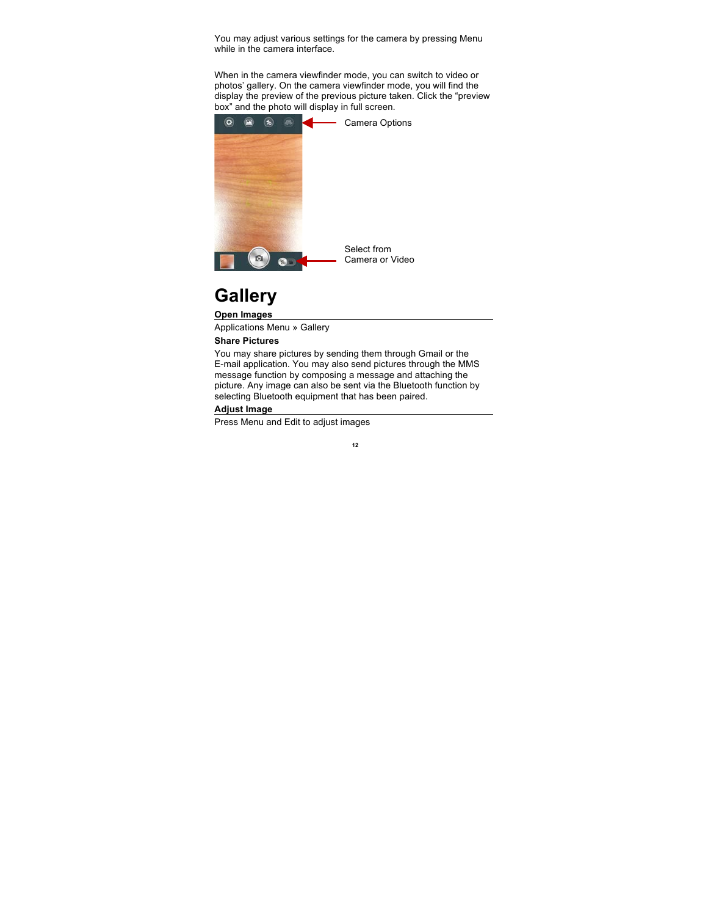You may adjust various settings for the camera by pressing Menu while in the camera interface.

When in the camera viewfinder mode, you can switch to video or photos' gallery. On the camera viewfinder mode, you will find the display the preview of the previous picture taken. Click the "preview box" and the photo will display in full screen.

Camera Options

Select from Camera or Video

# Gallery

## Open Images

Applications Menu » Gallery

**Share Pictures**

You may share pictures by sending them through Gmail or the E-mail application. You may also send pictures through the MMS message function by composing a message and attaching the picture. Any image can also be sent via the Bluetooth function by selecting Bluetooth equipment that has been paired.

## Adjust Image

Press Menu and Edit to adjust images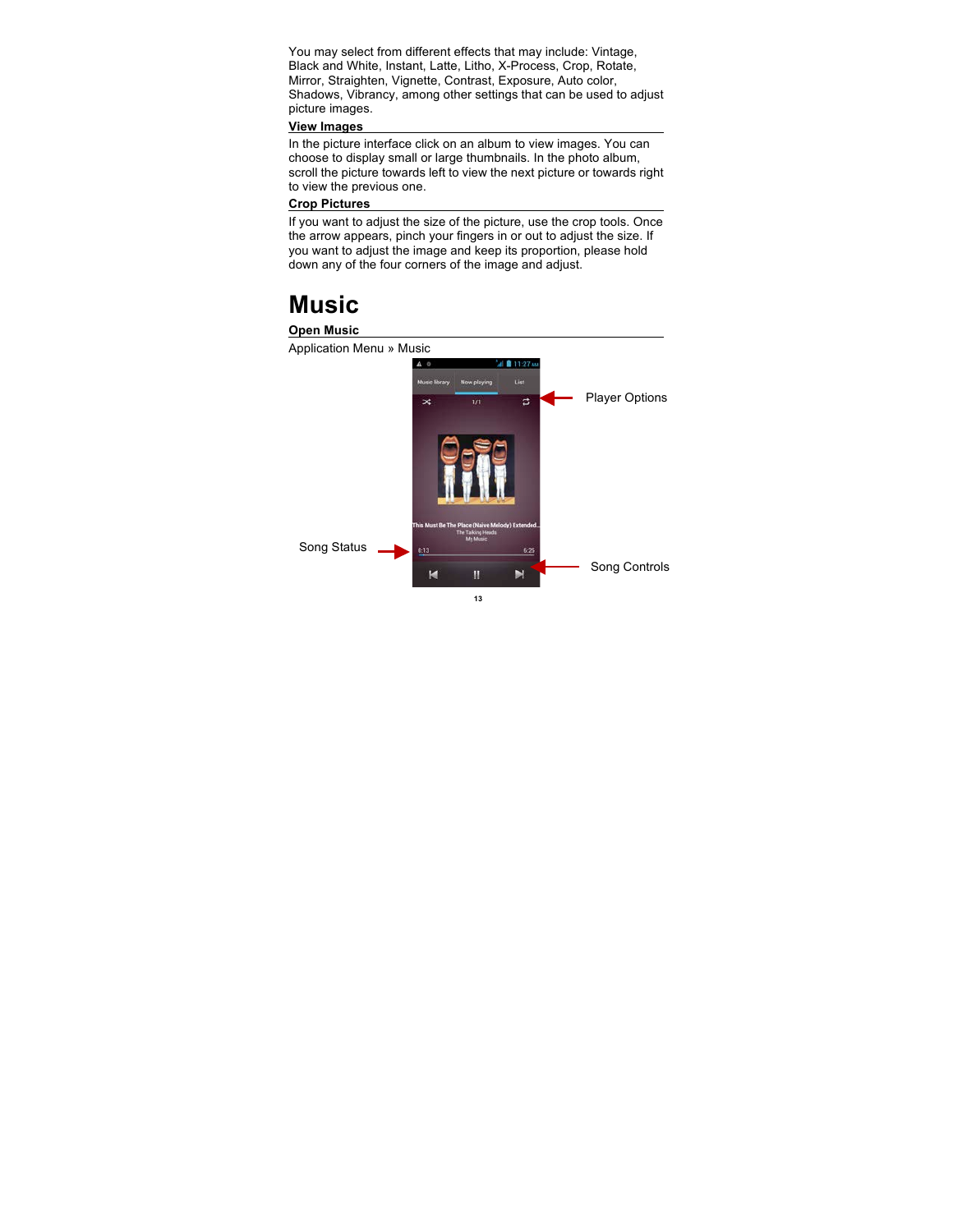You may select from different effects that may include: Vintage, Black and White, Instant, Latte, Litho, X-Process, Crop, Rotate, Mirror, Straighten, Vignette, Contrast, Exposure, Auto color, Shadows, Vibrancy, among other settings that can be used to adjust picture images.

### View Images

In the picture interface click on an album to view images. You can choose to display small or large thumbnails. In the photo album, scroll the picture towards left to view the next picture or towards right to view the previous one.

### Crop Pictures

If you want to adjust the size of the picture, use the crop tools. Once the arrow appears, pinch your fingers in or out to adjust the size. If you want to adjust the image and keep its proportion, please hold down any of the four corners of the image and adjust.

# Music

### Open Music

Application Menu » Music

Player Options

Song Status

Song Controls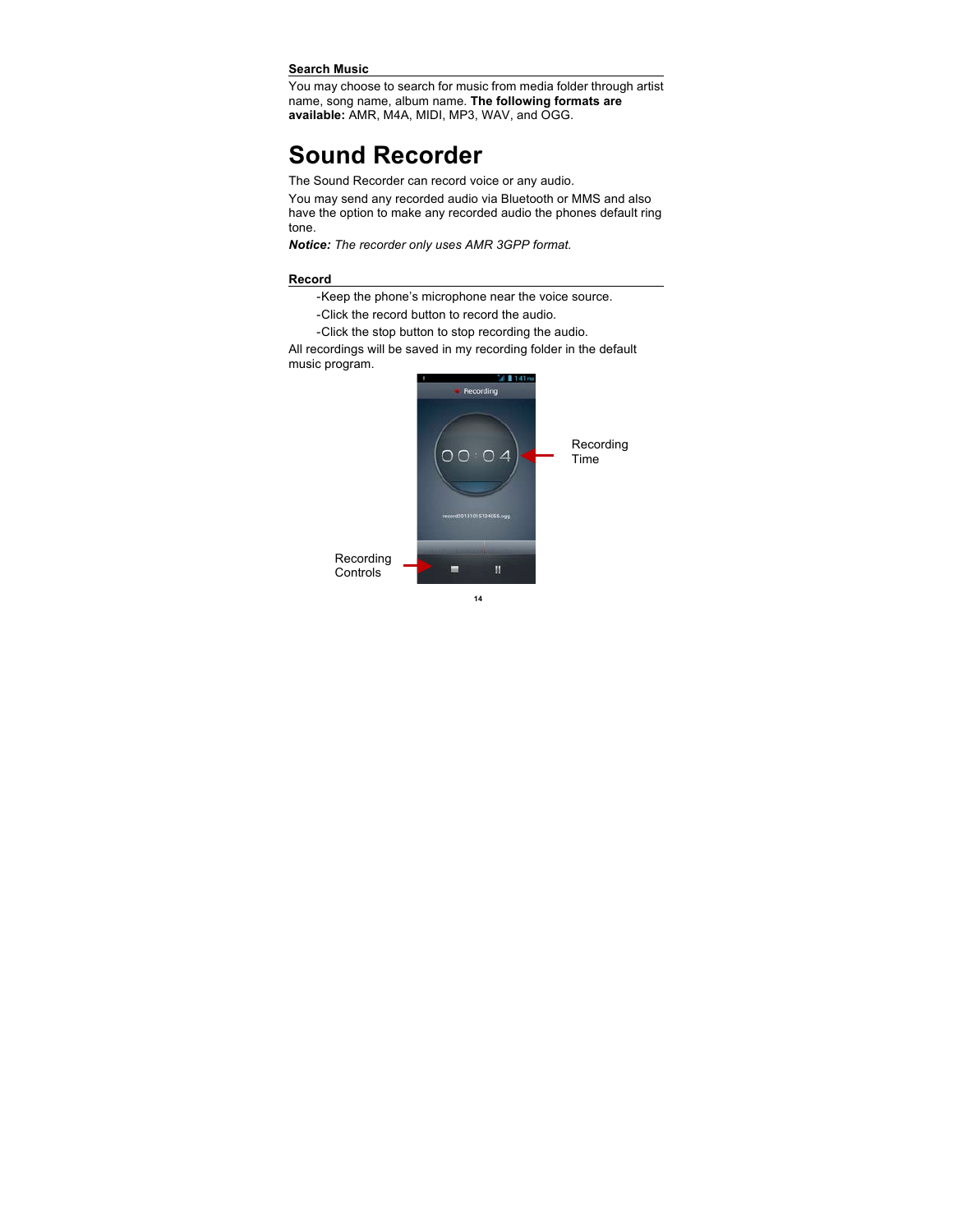### Search Music

You may choose to search for music from media folder through artist name, song name, album name. **The following formats are available:** AMR, M4A, MIDI, MP3, WAV, and OGG.

# Sound Recorder

The Sound Recorder can record voice or any audio.

You may send any recorded audio via Bluetooth or MMS and also have the option to make any recorded audio the phones default ring tone.

***Notice:*** *The recorder only uses AMR 3GPP format.*

### Record

- -Keep the phone's microphone near the voice source.
- -Click the record button to record the audio.
- -Click the stop button to stop recording the audio.

All recordings will be saved in my recording folder in the default music program.

Recording Time

Recording Controls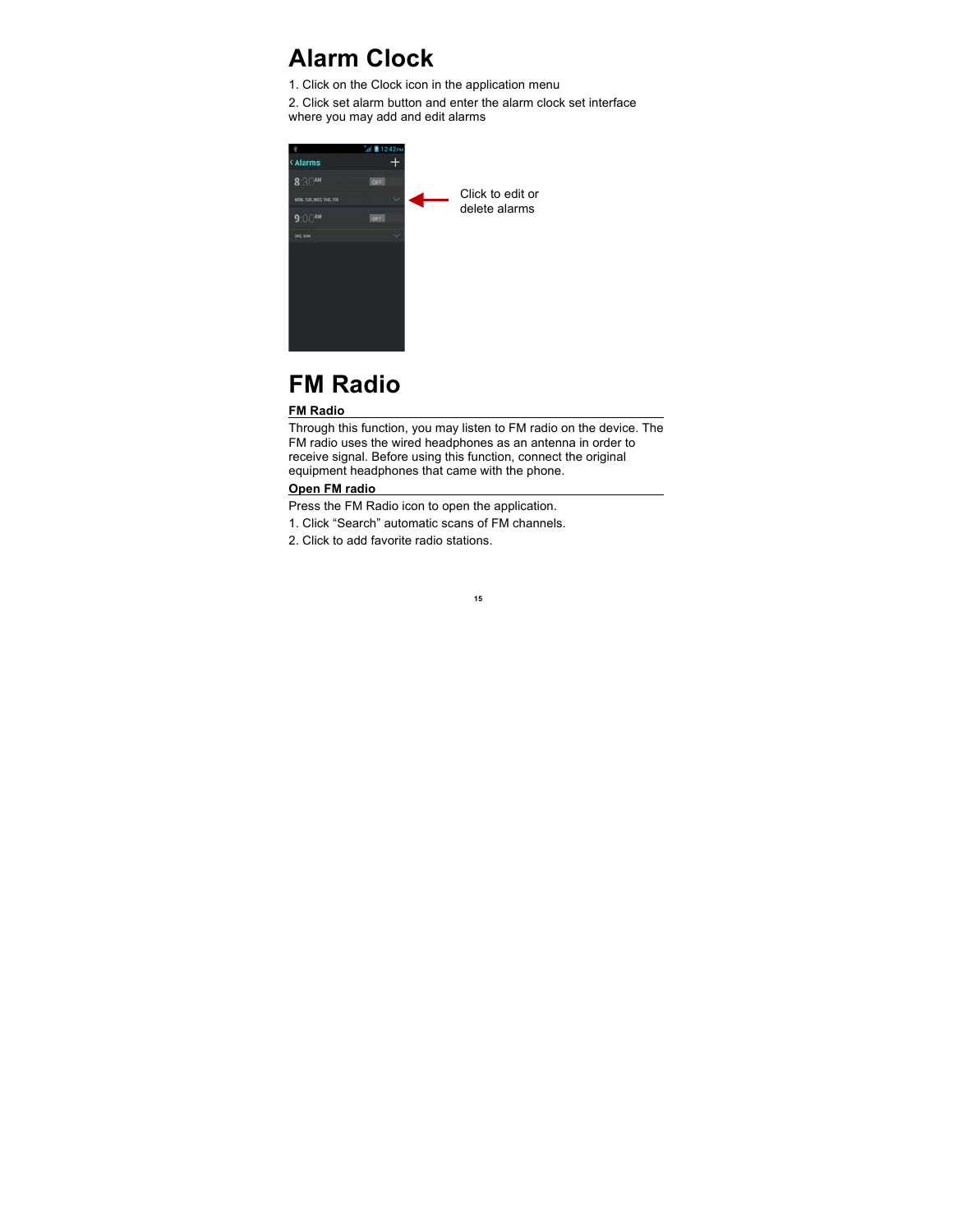# Alarm Clock

1. Click on the Clock icon in the application menu
2. Click set alarm button and enter the alarm clock set interface where you may add and edit alarms

Click to edit or delete alarms

# FM Radio

## FM Radio

Through this function, you may listen to FM radio on the device. The FM radio uses the wired headphones as an antenna in order to receive signal. Before using this function, connect the original equipment headphones that came with the phone.

## Open FM radio

Press the FM Radio icon to open the application.

1. Click “Search” automatic scans of FM channels.
2. Click to add favorite radio stations.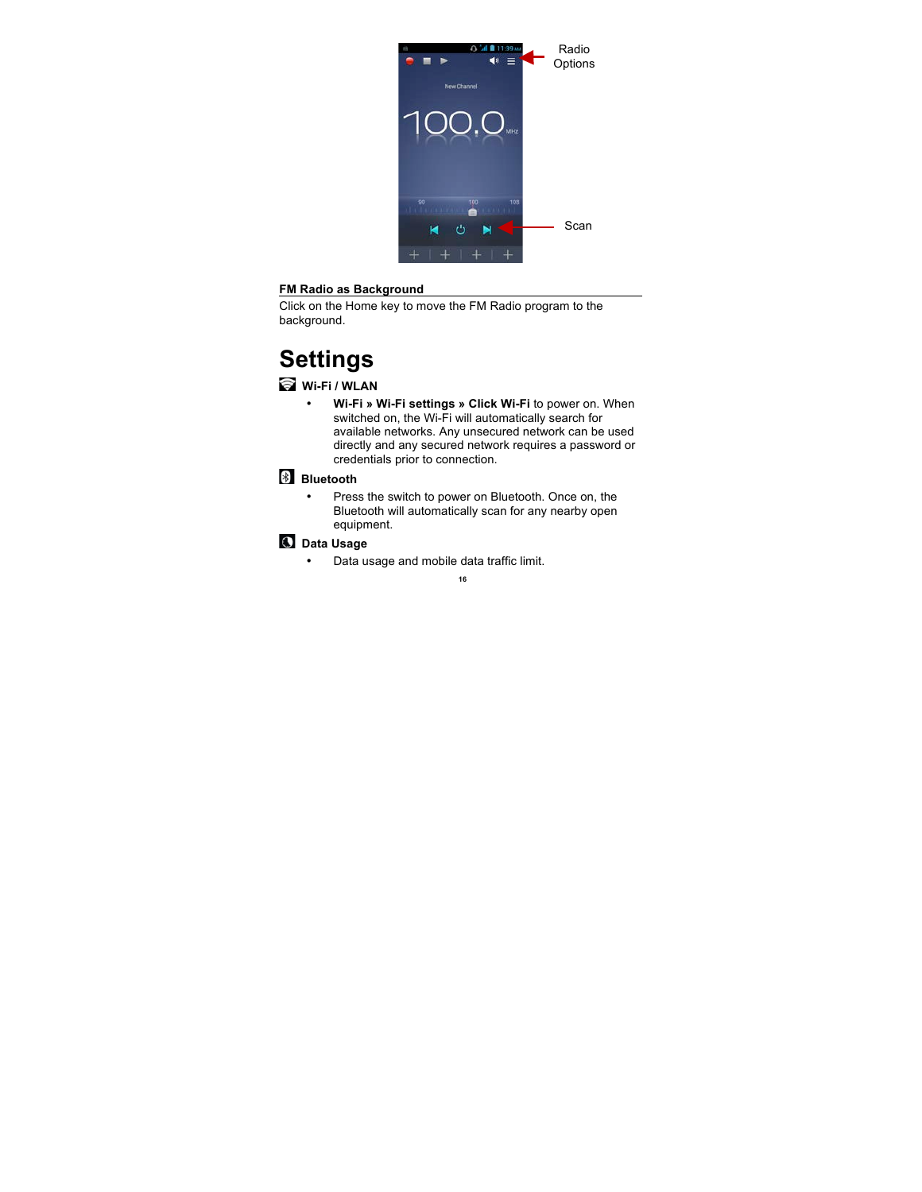Radio Options

Scan

### FM Radio as Background

Click on the Home key to move the FM Radio program to the background.

# Settings

### Wi-Fi / WLAN

- **Wi-Fi » Wi-Fi settings » Click Wi-Fi** to power on. When switched on, the Wi-Fi will automatically search for available networks. Any unsecured network can be used directly and any secured network requires a password or credentials prior to connection.

### Bluetooth

- Press the switch to power on Bluetooth. Once on, the Bluetooth will automatically scan for any nearby open equipment.

### Data Usage

- Data usage and mobile data traffic limit.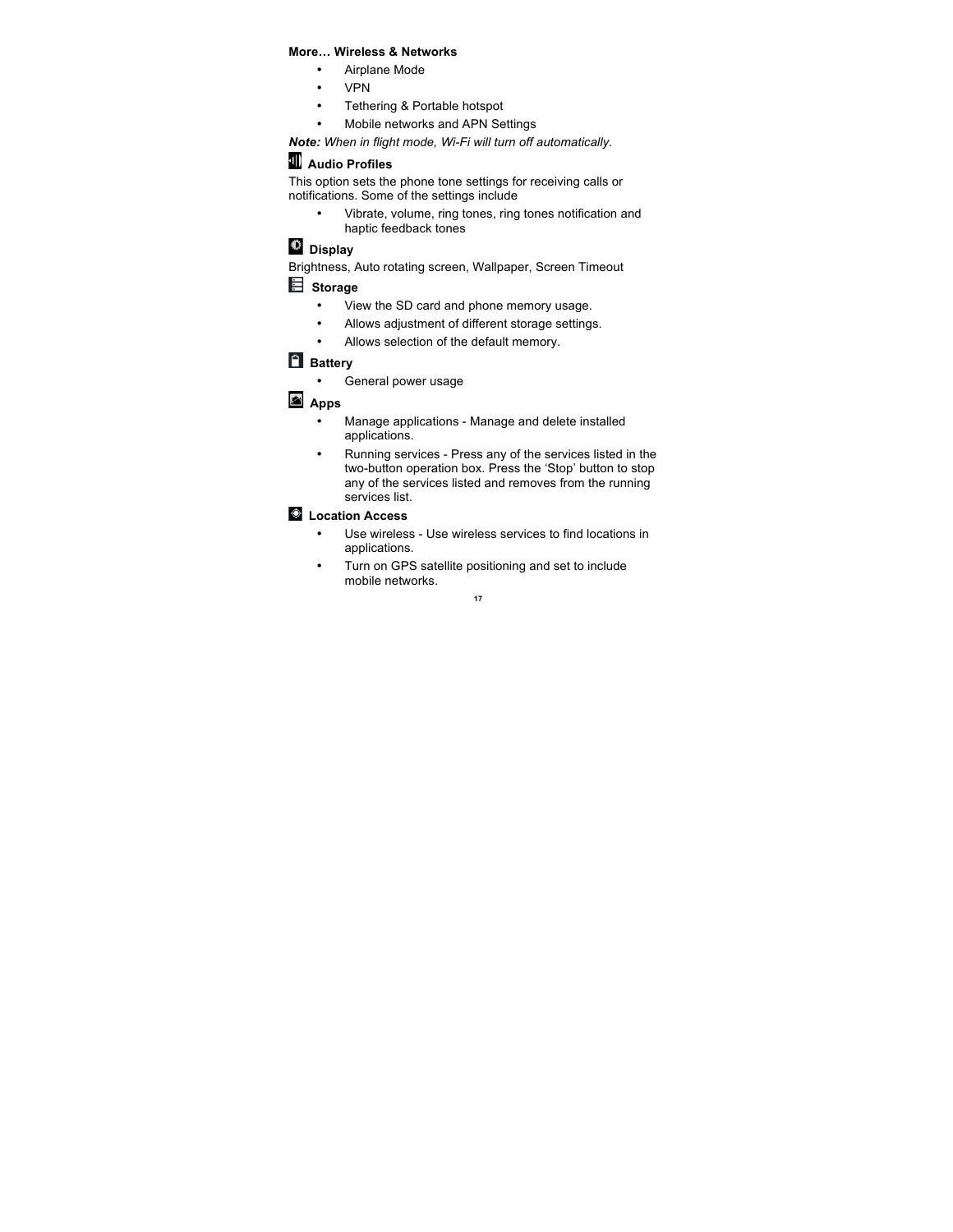**More… Wireless & Networks**

- Airplane Mode
- VPN
- Tethering & Portable hotspot
- Mobile networks and APN Settings

***Note:*** *When in flight mode, Wi-Fi will turn off automatically.*

### Audio Profiles

This option sets the phone tone settings for receiving calls or notifications. Some of the settings include

- Vibrate, volume, ring tones, ring tones notification and haptic feedback tones

### Display

Brightness, Auto rotating screen, Wallpaper, Screen Timeout

### Storage

- View the SD card and phone memory usage.
- Allows adjustment of different storage settings.
- Allows selection of the default memory.

### Battery

- General power usage

### Apps

- Manage applications - Manage and delete installed applications.
- Running services - Press any of the services listed in the two-button operation box. Press the 'Stop' button to stop any of the services listed and removes from the running services list.

### Location Access

- Use wireless - Use wireless services to find locations in applications.
- Turn on GPS satellite positioning and set to include mobile networks.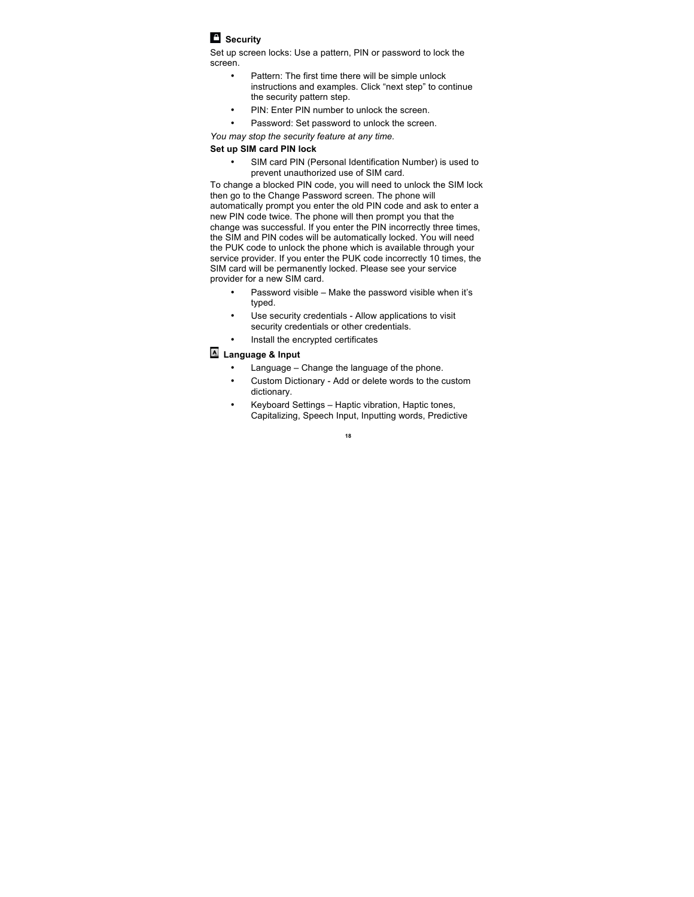## Security

Set up screen locks: Use a pattern, PIN or password to lock the screen.

- Pattern: The first time there will be simple unlock instructions and examples. Click "next step" to continue the security pattern step.
- PIN: Enter PIN number to unlock the screen.
- Password: Set password to unlock the screen.

*You may stop the security feature at any time.*

**Set up SIM card PIN lock**

- SIM card PIN (Personal Identification Number) is used to prevent unauthorized use of SIM card.

To change a blocked PIN code, you will need to unlock the SIM lock then go to the Change Password screen. The phone will automatically prompt you enter the old PIN code and ask to enter a new PIN code twice. The phone will then prompt you that the change was successful. If you enter the PIN incorrectly three times, the SIM and PIN codes will be automatically locked. You will need the PUK code to unlock the phone which is available through your service provider. If you enter the PUK code incorrectly 10 times, the SIM card will be permanently locked. Please see your service provider for a new SIM card.

- Password visible – Make the password visible when it's typed.
- Use security credentials - Allow applications to visit security credentials or other credentials.
- Install the encrypted certificates

## Language & Input

- Language – Change the language of the phone.
- Custom Dictionary - Add or delete words to the custom dictionary.
- Keyboard Settings – Haptic vibration, Haptic tones, Capitalizing, Speech Input, Inputting words, Predictive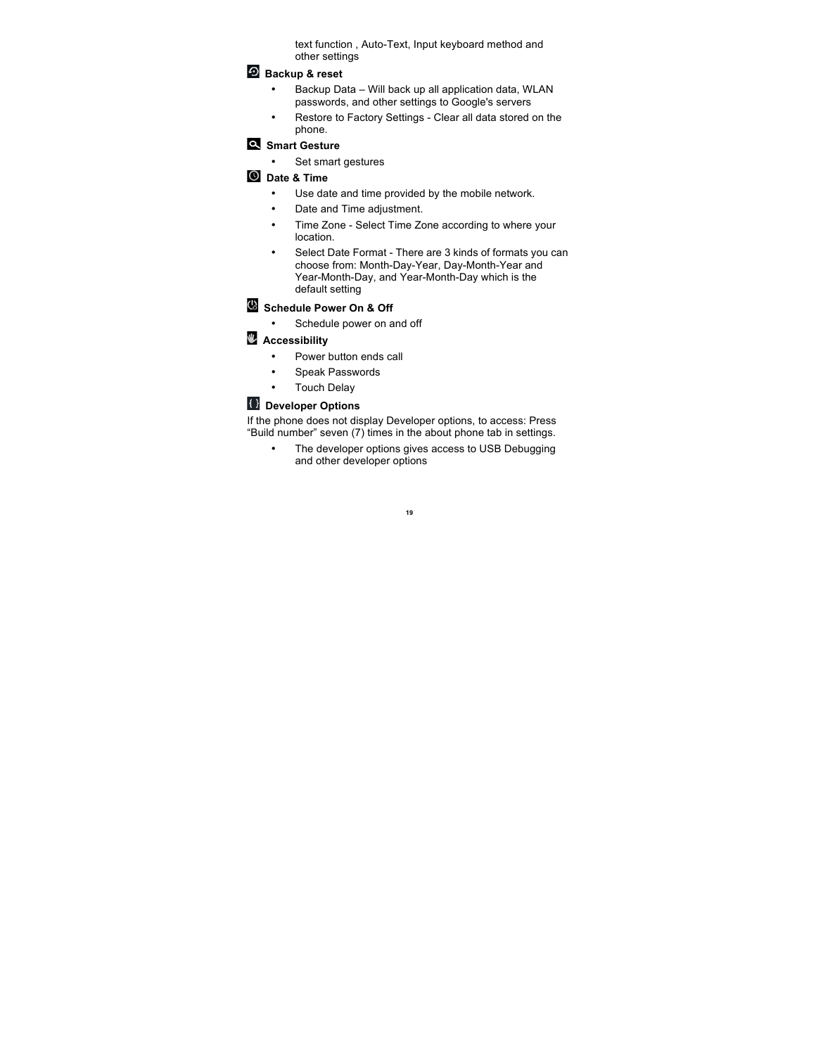text function , Auto-Text, Input keyboard method and other settings

### Backup & reset

- Backup Data – Will back up all application data, WLAN passwords, and other settings to Google's servers
- Restore to Factory Settings - Clear all data stored on the phone.

### Smart Gesture

- Set smart gestures

### Date & Time

- Use date and time provided by the mobile network.
- Date and Time adjustment.
- Time Zone - Select Time Zone according to where your location.
- Select Date Format - There are 3 kinds of formats you can choose from: Month-Day-Year, Day-Month-Year and Year-Month-Day, and Year-Month-Day which is the default setting

### Schedule Power On & Off

- Schedule power on and off

### Accessibility

- Power button ends call
- Speak Passwords
- Touch Delay

### Developer Options

If the phone does not display Developer options, to access: Press “Build number” seven (7) times in the about phone tab in settings.

- The developer options gives access to USB Debugging and other developer options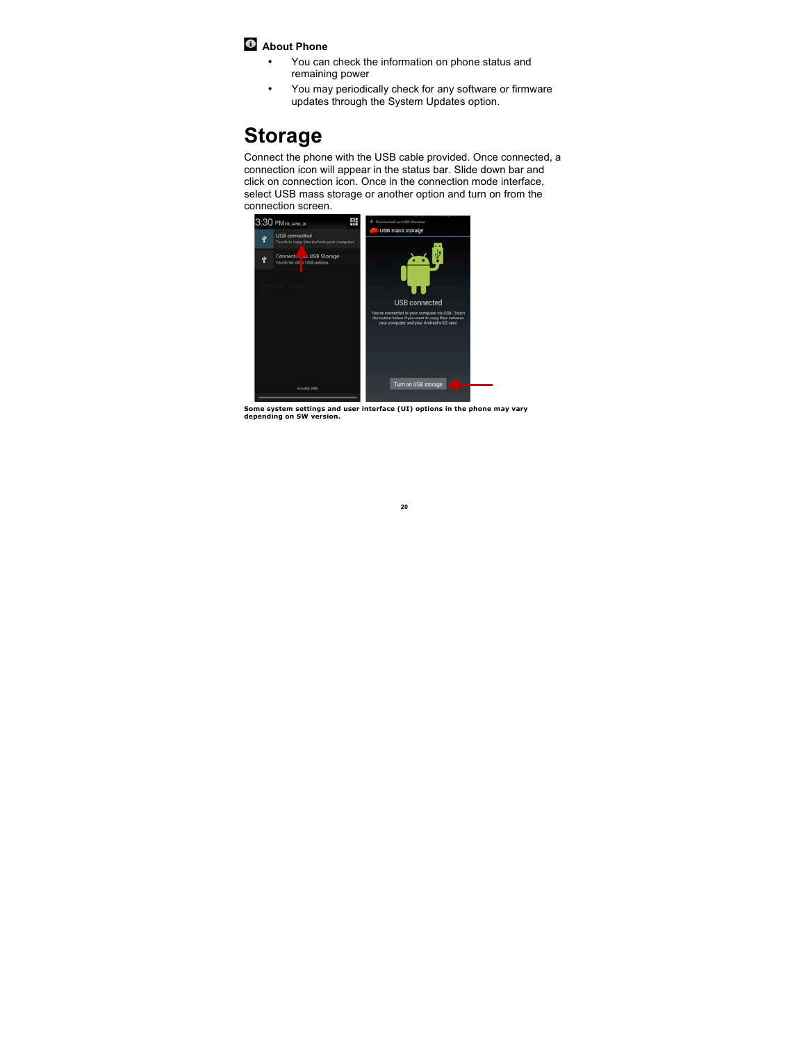### About Phone

- You can check the information on phone status and remaining power
- You may periodically check for any software or firmware updates through the System Updates option.

# Storage

Connect the phone with the USB cable provided. Once connected, a connection icon will appear in the status bar. Slide down bar and click on connection icon. Once in the connection mode interface, select USB mass storage or another option and turn on from the connection screen.

**Some system settings and user interface (UI) options in the phone may vary depending on SW version.**